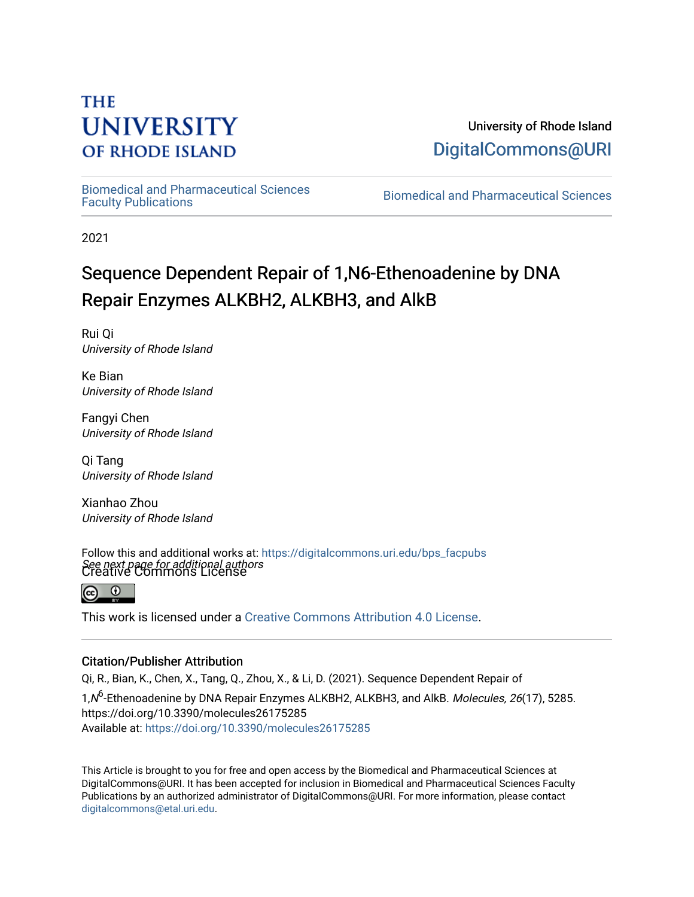THE UNIVERSITY OF RHODE ISLAND

University of Rhode Island
DigitalCommons@URI

Biomedical and Pharmaceutical Sciences Faculty Publications

Biomedical and Pharmaceutical Sciences

2021

# Sequence Dependent Repair of 1,N6-Ethenoadenine by DNA Repair Enzymes ALKBH2, ALKBH3, and AlkB

Rui Qi
*University of Rhode Island*

Ke Bian
*University of Rhode Island*

Fangyi Chen
*University of Rhode Island*

Qi Tang
*University of Rhode Island*

Xianhao Zhou
*University of Rhode Island*

*See next page for additional authors*

Follow this and additional works at: https://digitalcommons.uri.edu/bps_facpubs

Creative Commons License

This work is licensed under a Creative Commons Attribution 4.0 License.

## Citation/Publisher Attribution

Qi, R., Bian, K., Chen, X., Tang, Q., Zhou, X., & Li, D. (2021). Sequence Dependent Repair of 1,$N^6$-Ethenoadenine by DNA Repair Enzymes ALKBH2, ALKBH3, and AlkB. *Molecules, 26*(17), 5285. https://doi.org/10.3390/molecules26175285
Available at: https://doi.org/10.3390/molecules26175285

This Article is brought to you for free and open access by the Biomedical and Pharmaceutical Sciences at DigitalCommons@URI. It has been accepted for inclusion in Biomedical and Pharmaceutical Sciences Faculty Publications by an authorized administrator of DigitalCommons@URI. For more information, please contact digitalcommons@etal.uri.edu.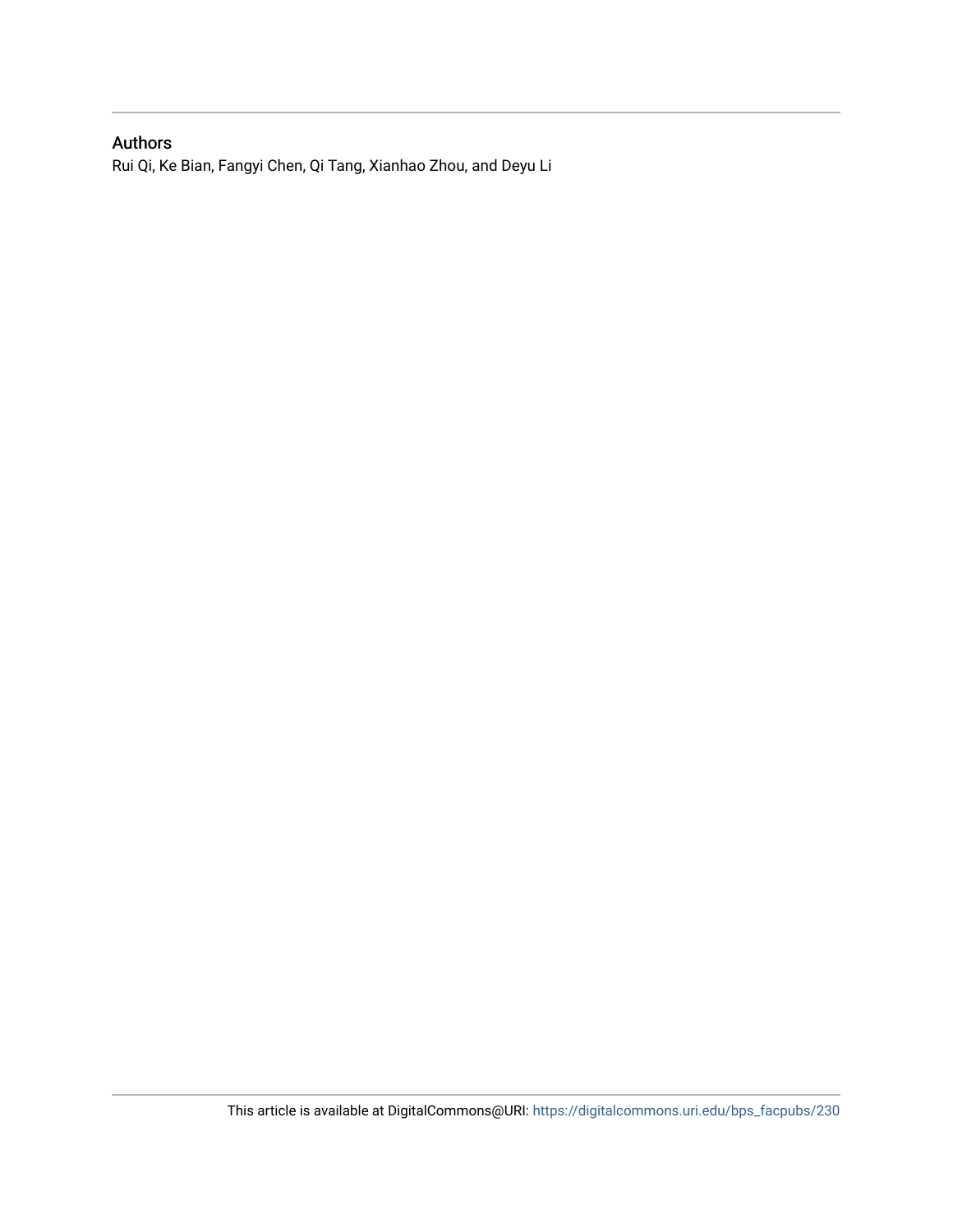## Authors

Rui Qi, Ke Bian, Fangyi Chen, Qi Tang, Xianhao Zhou, and Deyu Li

This article is available at DigitalCommons@URI: https://digitalcommons.uri.edu/bps_facpubs/230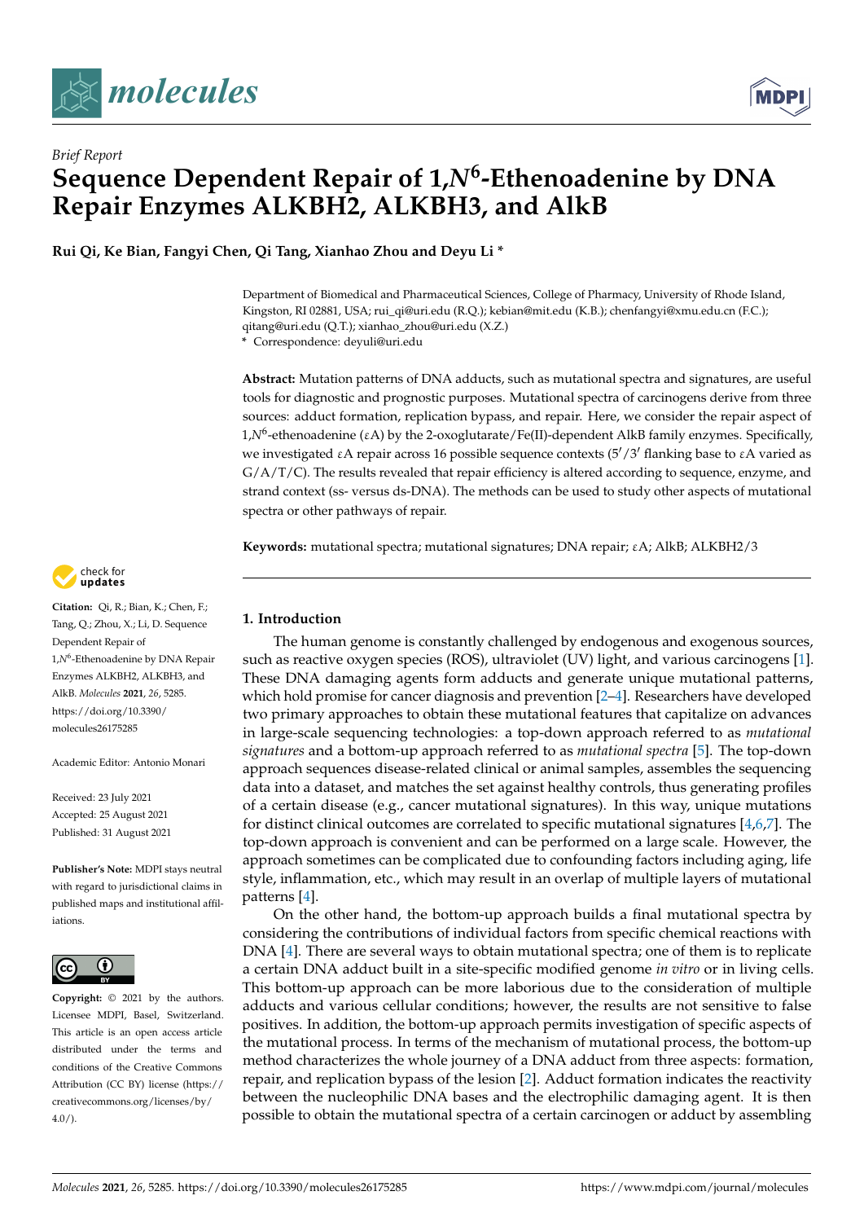# Sequence Dependent Repair of 1,$N^6$-Ethenoadenine by DNA Repair Enzymes ALKBH2, ALKBH3, and AlkB

*Brief Report*

**Rui Qi, Ke Bian, Fangyi Chen, Qi Tang, Xianhao Zhou and Deyu Li ***

Department of Biomedical and Pharmaceutical Sciences, College of Pharmacy, University of Rhode Island, Kingston, RI 02881, USA; rui_qi@uri.edu (R.Q.); kebian@mit.edu (K.B.); chenfangyi@xmu.edu.cn (F.C.); qitang@uri.edu (Q.T.); xianhao_zhou@uri.edu (X.Z.)
* Correspondence: deyuli@uri.edu

**Abstract:** Mutation patterns of DNA adducts, such as mutational spectra and signatures, are useful tools for diagnostic and prognostic purposes. Mutational spectra of carcinogens derive from three sources: adduct formation, replication bypass, and repair. Here, we consider the repair aspect of 1,$N^6$-ethenoadenine ($\varepsilon$A) by the 2-oxoglutarate/Fe(II)-dependent AlkB family enzymes. Specifically, we investigated $\varepsilon$A repair across 16 possible sequence contexts (5′/3′ flanking base to $\varepsilon$A varied as G/A/T/C). The results revealed that repair efficiency is altered according to sequence, enzyme, and strand context (ss- versus ds-DNA). The methods can be used to study other aspects of mutational spectra or other pathways of repair.

**Keywords:** mutational spectra; mutational signatures; DNA repair; $\varepsilon$A; AlkB; ALKBH2/3

**Citation:** Qi, R.; Bian, K.; Chen, F.; Tang, Q.; Zhou, X.; Li, D. Sequence Dependent Repair of 1,$N^6$-Ethenoadenine by DNA Repair Enzymes ALKBH2, ALKBH3, and AlkB. *Molecules* **2021**, *26*, 5285. https://doi.org/10.3390/molecules26175285

Academic Editor: Antonio Monari

Received: 23 July 2021
Accepted: 25 August 2021
Published: 31 August 2021

**Publisher's Note:** MDPI stays neutral with regard to jurisdictional claims in published maps and institutional affiliations.

**Copyright:** © 2021 by the authors. Licensee MDPI, Basel, Switzerland. This article is an open access article distributed under the terms and conditions of the Creative Commons Attribution (CC BY) license (https://creativecommons.org/licenses/by/4.0/).

## 1. Introduction

The human genome is constantly challenged by endogenous and exogenous sources, such as reactive oxygen species (ROS), ultraviolet (UV) light, and various carcinogens [1]. These DNA damaging agents form adducts and generate unique mutational patterns, which hold promise for cancer diagnosis and prevention [2–4]. Researchers have developed two primary approaches to obtain these mutational features that capitalize on advances in large-scale sequencing technologies: a top-down approach referred to as *mutational signatures* and a bottom-up approach referred to as *mutational spectra* [5]. The top-down approach sequences disease-related clinical or animal samples, assembles the sequencing data into a dataset, and matches the set against healthy controls, thus generating profiles of a certain disease (e.g., cancer mutational signatures). In this way, unique mutations for distinct clinical outcomes are correlated to specific mutational signatures [4,6,7]. The top-down approach is convenient and can be performed on a large scale. However, the approach sometimes can be complicated due to confounding factors including aging, life style, inflammation, etc., which may result in an overlap of multiple layers of mutational patterns [4].

On the other hand, the bottom-up approach builds a final mutational spectra by considering the contributions of individual factors from specific chemical reactions with DNA [4]. There are several ways to obtain mutational spectra; one of them is to replicate a certain DNA adduct built in a site-specific modified genome *in vitro* or in living cells. This bottom-up approach can be more laborious due to the consideration of multiple adducts and various cellular conditions; however, the results are not sensitive to false positives. In addition, the bottom-up approach permits investigation of specific aspects of the mutational process. In terms of the mechanism of mutational process, the bottom-up method characterizes the whole journey of a DNA adduct from three aspects: formation, repair, and replication bypass of the lesion [2]. Adduct formation indicates the reactivity between the nucleophilic DNA bases and the electrophilic damaging agent. It is then possible to obtain the mutational spectra of a certain carcinogen or adduct by assembling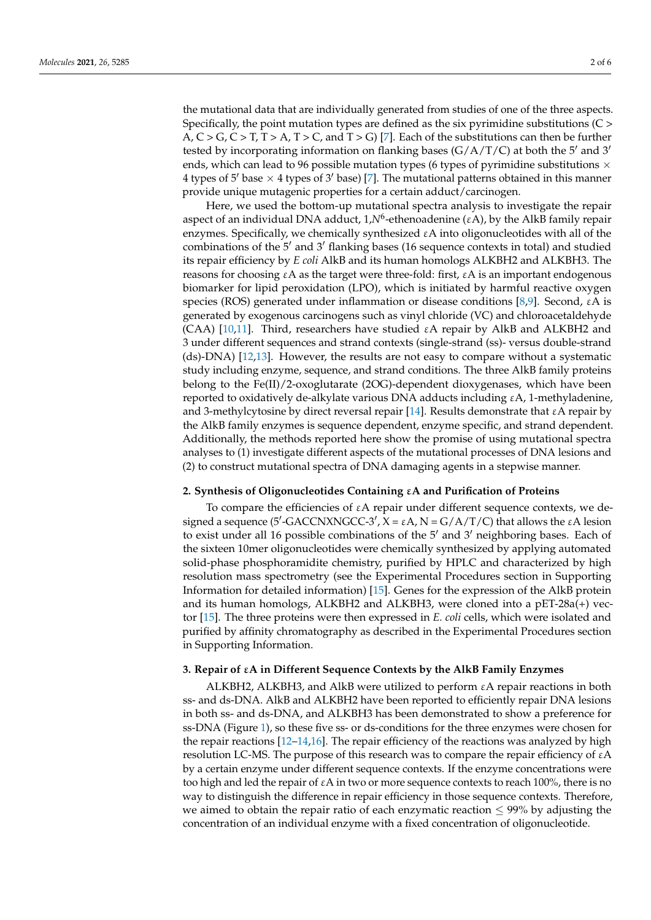the mutational data that are individually generated from studies of one of the three aspects. Specifically, the point mutation types are defined as the six pyrimidine substitutions (C > A, C > G, C > T, T > A, T > C, and T > G) [7]. Each of the substitutions can then be further tested by incorporating information on flanking bases (G/A/T/C) at both the 5′ and 3′ ends, which can lead to 96 possible mutation types (6 types of pyrimidine substitutions × 4 types of 5′ base × 4 types of 3′ base) [7]. The mutational patterns obtained in this manner provide unique mutagenic properties for a certain adduct/carcinogen.

Here, we used the bottom-up mutational spectra analysis to investigate the repair aspect of an individual DNA adduct, 1,$N^6$-ethenoadenine (εA), by the AlkB family repair enzymes. Specifically, we chemically synthesized εA into oligonucleotides with all of the combinations of the 5′ and 3′ flanking bases (16 sequence contexts in total) and studied its repair efficiency by *E coli* AlkB and its human homologs ALKBH2 and ALKBH3. The reasons for choosing εA as the target were three-fold: first, εA is an important endogenous biomarker for lipid peroxidation (LPO), which is initiated by harmful reactive oxygen species (ROS) generated under inflammation or disease conditions [8,9]. Second, εA is generated by exogenous carcinogens such as vinyl chloride (VC) and chloroacetaldehyde (CAA) [10,11]. Third, researchers have studied εA repair by AlkB and ALKBH2 and 3 under different sequences and strand contexts (single-strand (ss)- versus double-strand (ds)-DNA) [12,13]. However, the results are not easy to compare without a systematic study including enzyme, sequence, and strand conditions. The three AlkB family proteins belong to the Fe(II)/2-oxoglutarate (2OG)-dependent dioxygenases, which have been reported to oxidatively de-alkylate various DNA adducts including εA, 1-methyladenine, and 3-methylcytosine by direct reversal repair [14]. Results demonstrate that εA repair by the AlkB family enzymes is sequence dependent, enzyme specific, and strand dependent. Additionally, the methods reported here show the promise of using mutational spectra analyses to (1) investigate different aspects of the mutational processes of DNA lesions and (2) to construct mutational spectra of DNA damaging agents in a stepwise manner.

## 2. Synthesis of Oligonucleotides Containing εA and Purification of Proteins

To compare the efficiencies of εA repair under different sequence contexts, we designed a sequence (5′-GACCNXNGCC-3′, X = εA, N = G/A/T/C) that allows the εA lesion to exist under all 16 possible combinations of the 5′ and 3′ neighboring bases. Each of the sixteen 10mer oligonucleotides were chemically synthesized by applying automated solid-phase phosphoramidite chemistry, purified by HPLC and characterized by high resolution mass spectrometry (see the Experimental Procedures section in Supporting Information for detailed information) [15]. Genes for the expression of the AlkB protein and its human homologs, ALKBH2 and ALKBH3, were cloned into a pET-28a(+) vector [15]. The three proteins were then expressed in *E. coli* cells, which were isolated and purified by affinity chromatography as described in the Experimental Procedures section in Supporting Information.

## 3. Repair of εA in Different Sequence Contexts by the AlkB Family Enzymes

ALKBH2, ALKBH3, and AlkB were utilized to perform εA repair reactions in both ss- and ds-DNA. AlkB and ALKBH2 have been reported to efficiently repair DNA lesions in both ss- and ds-DNA, and ALKBH3 has been demonstrated to show a preference for ss-DNA (Figure 1), so these five ss- or ds-conditions for the three enzymes were chosen for the repair reactions [12–14,16]. The repair efficiency of the reactions was analyzed by high resolution LC-MS. The purpose of this research was to compare the repair efficiency of εA by a certain enzyme under different sequence contexts. If the enzyme concentrations were too high and led the repair of εA in two or more sequence contexts to reach 100%, there is no way to distinguish the difference in repair efficiency in those sequence contexts. Therefore, we aimed to obtain the repair ratio of each enzymatic reaction ≤ 99% by adjusting the concentration of an individual enzyme with a fixed concentration of oligonucleotide.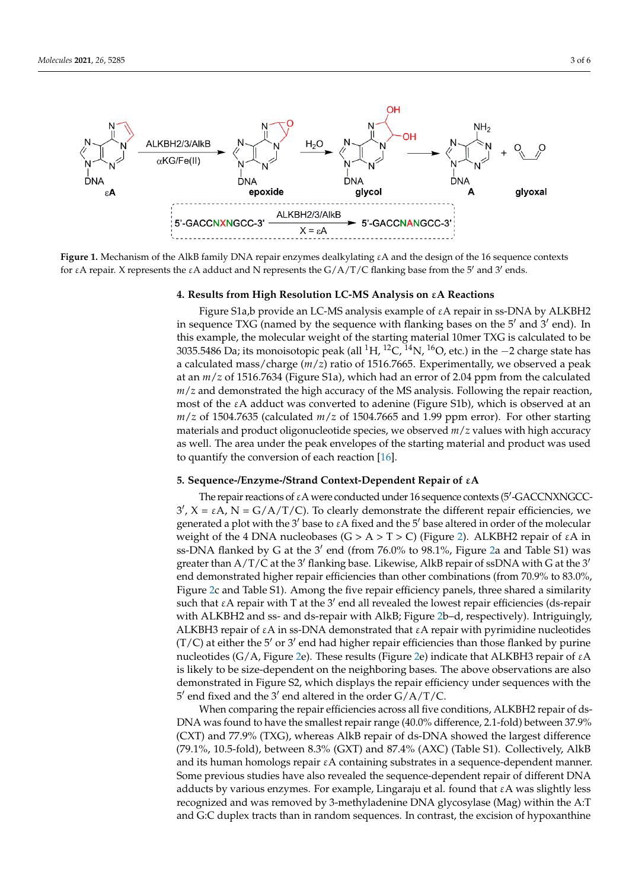**Figure 1.** Mechanism of the AlkB family DNA repair enzymes dealkylating εA and the design of the 16 sequence contexts for εA repair. X represents the εA adduct and N represents the G/A/T/C flanking base from the 5′ and 3′ ends.

## 4. Results from High Resolution LC-MS Analysis on εA Reactions

Figure S1a,b provide an LC-MS analysis example of εA repair in ss-DNA by ALKBH2 in sequence TXG (named by the sequence with flanking bases on the 5′ and 3′ end). In this example, the molecular weight of the starting material 10mer TXG is calculated to be 3035.5486 Da; its monoisotopic peak (all $^{1}H$, $^{12}C$, $^{14}N$, $^{16}O$, etc.) in the −2 charge state has a calculated mass/charge ($m/z$) ratio of 1516.7665. Experimentally, we observed a peak at an $m/z$ of 1516.7634 (Figure S1a), which had an error of 2.04 ppm from the calculated $m/z$ and demonstrated the high accuracy of the MS analysis. Following the repair reaction, most of the εA adduct was converted to adenine (Figure S1b), which is observed at an $m/z$ of 1504.7635 (calculated $m/z$ of 1504.7665 and 1.99 ppm error). For other starting materials and product oligonucleotide species, we observed $m/z$ values with high accuracy as well. The area under the peak envelopes of the starting material and product was used to quantify the conversion of each reaction [16].

## 5. Sequence-/Enzyme-/Strand Context-Dependent Repair of εA

The repair reactions of εA were conducted under 16 sequence contexts (5′-GACCNXNGCC-3′, X = εA, N = G/A/T/C). To clearly demonstrate the different repair efficiencies, we generated a plot with the 3′ base to εA fixed and the 5′ base altered in order of the molecular weight of the 4 DNA nucleobases (G > A > T > C) (Figure 2). ALKBH2 repair of εA in ss-DNA flanked by G at the 3′ end (from 76.0% to 98.1%, Figure 2a and Table S1) was greater than A/T/C at the 3′ flanking base. Likewise, AlkB repair of ssDNA with G at the 3′ end demonstrated higher repair efficiencies than other combinations (from 70.9% to 83.0%, Figure 2c and Table S1). Among the five repair efficiency panels, three shared a similarity such that εA repair with T at the 3′ end all revealed the lowest repair efficiencies (ds-repair with ALKBH2 and ss- and ds-repair with AlkB; Figure 2b–d, respectively). Intriguingly, ALKBH3 repair of εA in ss-DNA demonstrated that εA repair with pyrimidine nucleotides (T/C) at either the 5′ or 3′ end had higher repair efficiencies than those flanked by purine nucleotides (G/A, Figure 2e). These results (Figure 2e) indicate that ALKBH3 repair of εA is likely to be size-dependent on the neighboring bases. The above observations are also demonstrated in Figure S2, which displays the repair efficiency under sequences with the 5′ end fixed and the 3′ end altered in the order G/A/T/C.

When comparing the repair efficiencies across all five conditions, ALKBH2 repair of ds-DNA was found to have the smallest repair range (40.0% difference, 2.1-fold) between 37.9% (CXT) and 77.9% (TXG), whereas AlkB repair of ds-DNA showed the largest difference (79.1%, 10.5-fold), between 8.3% (GXT) and 87.4% (AXC) (Table S1). Collectively, AlkB and its human homologs repair εA containing substrates in a sequence-dependent manner. Some previous studies have also revealed the sequence-dependent repair of different DNA adducts by various enzymes. For example, Lingaraju et al. found that εA was slightly less recognized and was removed by 3-methyladenine DNA glycosylase (Mag) within the A:T and G:C duplex tracts than in random sequences. In contrast, the excision of hypoxanthine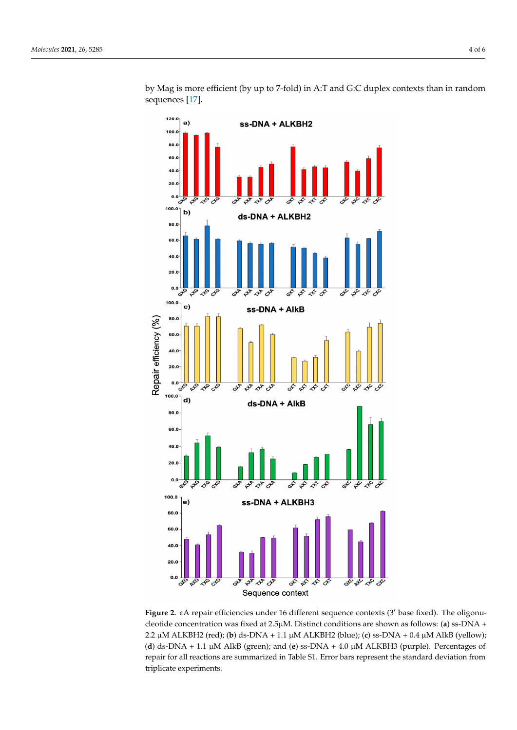by Mag is more efficient (by up to 7-fold) in A:T and G:C duplex contexts than in random sequences [17].

**Figure 2.** εA repair efficiencies under 16 different sequence contexts (3′ base fixed). The oligonucleotide concentration was fixed at 2.5μM. Distinct conditions are shown as follows: (**a**) ss-DNA + 2.2 μM ALKBH2 (red); (**b**) ds-DNA + 1.1 μM ALKBH2 (blue); (**c**) ss-DNA + 0.4 μM AlkB (yellow); (**d**) ds-DNA + 1.1 μM AlkB (green); and (**e**) ss-DNA + 4.0 μM ALKBH3 (purple). Percentages of repair for all reactions are summarized in Table S1. Error bars represent the standard deviation from triplicate experiments.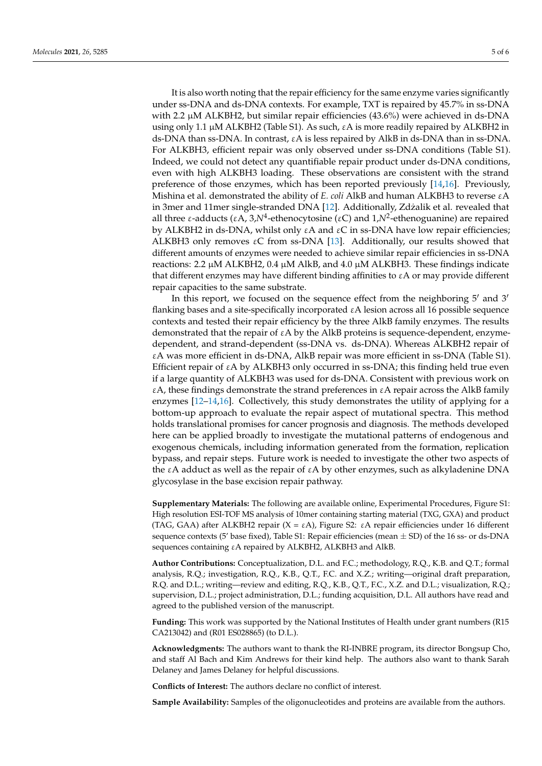It is also worth noting that the repair efficiency for the same enzyme varies significantly under ss-DNA and ds-DNA contexts. For example, TXT is repaired by 45.7% in ss-DNA with 2.2 μM ALKBH2, but similar repair efficiencies (43.6%) were achieved in ds-DNA using only 1.1 μM ALKBH2 (Table S1). As such, εA is more readily repaired by ALKBH2 in ds-DNA than ss-DNA. In contrast, εA is less repaired by AlkB in ds-DNA than in ss-DNA. For ALKBH3, efficient repair was only observed under ss-DNA conditions (Table S1). Indeed, we could not detect any quantifiable repair product under ds-DNA conditions, even with high ALKBH3 loading. These observations are consistent with the strand preference of those enzymes, which has been reported previously [14,16]. Previously, Mishina et al. demonstrated the ability of *E. coli* AlkB and human ALKBH3 to reverse εA in 3mer and 11mer single-stranded DNA [12]. Additionally, Zdżalik et al. revealed that all three ε-adducts (εA, 3,$N^4$-ethenocytosine (εC) and 1,$N^2$-ethenoguanine) are repaired by ALKBH2 in ds-DNA, whilst only εA and εC in ss-DNA have low repair efficiencies; ALKBH3 only removes εC from ss-DNA [13]. Additionally, our results showed that different amounts of enzymes were needed to achieve similar repair efficiencies in ss-DNA reactions: 2.2 μM ALKBH2, 0.4 μM AlkB, and 4.0 μM ALKBH3. These findings indicate that different enzymes may have different binding affinities to εA or may provide different repair capacities to the same substrate.

In this report, we focused on the sequence effect from the neighboring 5′ and 3′ flanking bases and a site-specifically incorporated εA lesion across all 16 possible sequence contexts and tested their repair efficiency by the three AlkB family enzymes. The results demonstrated that the repair of εA by the AlkB proteins is sequence-dependent, enzyme-dependent, and strand-dependent (ss-DNA vs. ds-DNA). Whereas ALKBH2 repair of εA was more efficient in ds-DNA, AlkB repair was more efficient in ss-DNA (Table S1). Efficient repair of εA by ALKBH3 only occurred in ss-DNA; this finding held true even if a large quantity of ALKBH3 was used for ds-DNA. Consistent with previous work on εA, these findings demonstrate the strand preferences in εA repair across the AlkB family enzymes [12–14,16]. Collectively, this study demonstrates the utility of applying for a bottom-up approach to evaluate the repair aspect of mutational spectra. This method holds translational promises for cancer prognosis and diagnosis. The methods developed here can be applied broadly to investigate the mutational patterns of endogenous and exogenous chemicals, including information generated from the formation, replication bypass, and repair steps. Future work is needed to investigate the other two aspects of the εA adduct as well as the repair of εA by other enzymes, such as alkyladenine DNA glycosylase in the base excision repair pathway.

**Supplementary Materials:** The following are available online, Experimental Procedures, Figure S1: High resolution ESI-TOF MS analysis of 10mer containing starting material (TXG, GXA) and product (TAG, GAA) after ALKBH2 repair (X = εA), Figure S2: εA repair efficiencies under 16 different sequence contexts (5′ base fixed), Table S1: Repair efficiencies (mean ± SD) of the 16 ss- or ds-DNA sequences containing εA repaired by ALKBH2, ALKBH3 and AlkB.

**Author Contributions:** Conceptualization, D.L. and F.C.; methodology, R.Q., K.B. and Q.T.; formal analysis, R.Q.; investigation, R.Q., K.B., Q.T., F.C. and X.Z.; writing—original draft preparation, R.Q. and D.L.; writing—review and editing, R.Q., K.B., Q.T., F.C., X.Z. and D.L.; visualization, R.Q.; supervision, D.L.; project administration, D.L.; funding acquisition, D.L. All authors have read and agreed to the published version of the manuscript.

**Funding:** This work was supported by the National Institutes of Health under grant numbers (R15 CA213042) and (R01 ES028865) (to D.L.).

**Acknowledgments:** The authors want to thank the RI-INBRE program, its director Bongsup Cho, and staff Al Bach and Kim Andrews for their kind help. The authors also want to thank Sarah Delaney and James Delaney for helpful discussions.

**Conflicts of Interest:** The authors declare no conflict of interest.

**Sample Availability:** Samples of the oligonucleotides and proteins are available from the authors.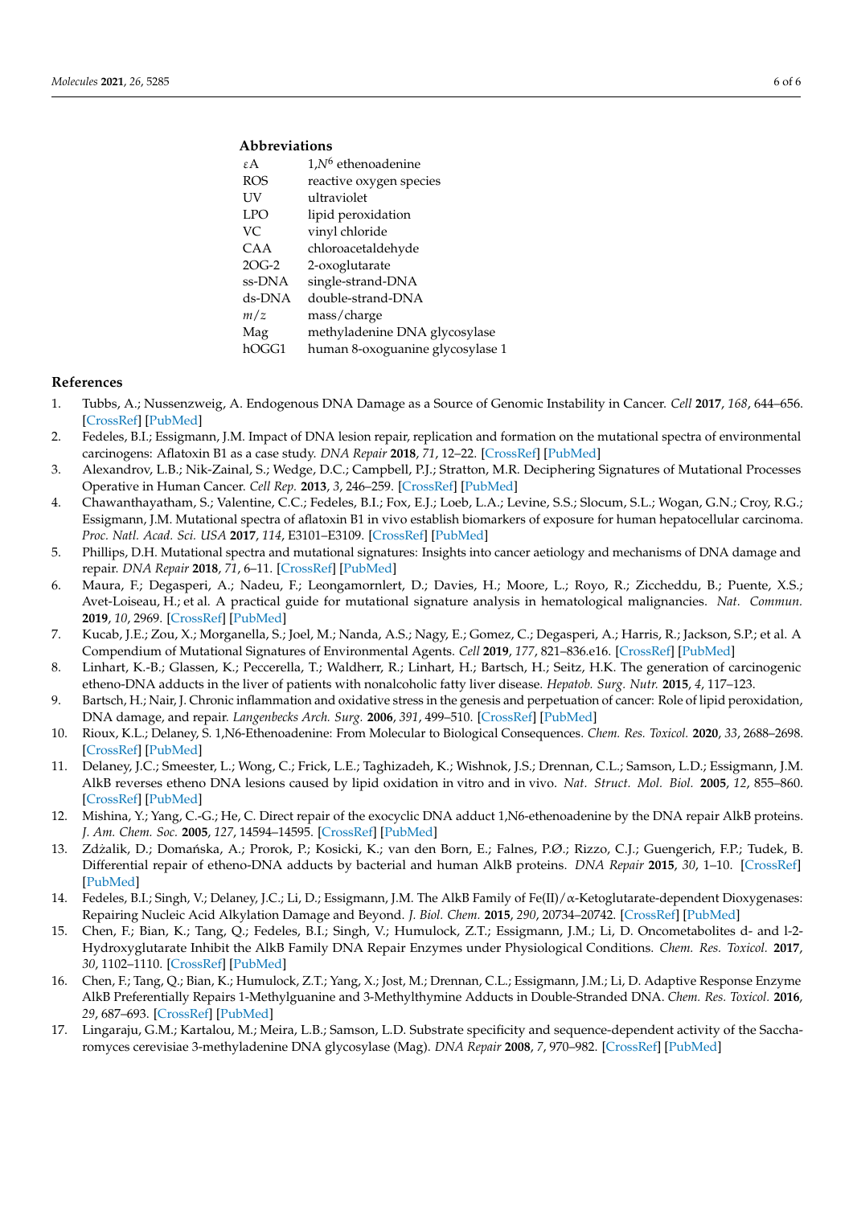## Abbreviations

| | |
|---|---|
| εA | 1,$N^6$ ethenoadenine |
| ROS | reactive oxygen species |
| UV | ultraviolet |
| LPO | lipid peroxidation |
| VC | vinyl chloride |
| CAA | chloroacetaldehyde |
| 2OG-2 | 2-oxoglutarate |
| ss-DNA | single-strand-DNA |
| ds-DNA | double-strand-DNA |
| $m/z$ | mass/charge |
| Mag | methyladenine DNA glycosylase |
| hOGG1 | human 8-oxoguanine glycosylase 1 |

## References

1. Tubbs, A.; Nussenzweig, A. Endogenous DNA Damage as a Source of Genomic Instability in Cancer. *Cell* **2017**, *168*, 644–656. [CrossRef] [PubMed]
2. Fedeles, B.I.; Essigmann, J.M. Impact of DNA lesion repair, replication and formation on the mutational spectra of environmental carcinogens: Aflatoxin B1 as a case study. *DNA Repair* **2018**, *71*, 12–22. [CrossRef] [PubMed]
3. Alexandrov, L.B.; Nik-Zainal, S.; Wedge, D.C.; Campbell, P.J.; Stratton, M.R. Deciphering Signatures of Mutational Processes Operative in Human Cancer. *Cell Rep.* **2013**, *3*, 246–259. [CrossRef] [PubMed]
4. Chawanthayatham, S.; Valentine, C.C.; Fedeles, B.I.; Fox, E.J.; Loeb, L.A.; Levine, S.S.; Slocum, S.L.; Wogan, G.N.; Croy, R.G.; Essigmann, J.M. Mutational spectra of aflatoxin B1 in vivo establish biomarkers of exposure for human hepatocellular carcinoma. *Proc. Natl. Acad. Sci. USA* **2017**, *114*, E3101–E3109. [CrossRef] [PubMed]
5. Phillips, D.H. Mutational spectra and mutational signatures: Insights into cancer aetiology and mechanisms of DNA damage and repair. *DNA Repair* **2018**, *71*, 6–11. [CrossRef] [PubMed]
6. Maura, F.; Degasperi, A.; Nadeu, F.; Leongamornlert, D.; Davies, H.; Moore, L.; Royo, R.; Ziccheddu, B.; Puente, X.S.; Avet-Loiseau, H.; et al. A practical guide for mutational signature analysis in hematological malignancies. *Nat. Commun.* **2019**, *10*, 2969. [CrossRef] [PubMed]
7. Kucab, J.E.; Zou, X.; Morganella, S.; Joel, M.; Nanda, A.S.; Nagy, E.; Gomez, C.; Degasperi, A.; Harris, R.; Jackson, S.P.; et al. A Compendium of Mutational Signatures of Environmental Agents. *Cell* **2019**, *177*, 821–836.e16. [CrossRef] [PubMed]
8. Linhart, K.-B.; Glassen, K.; Peccerella, T.; Waldherr, R.; Linhart, H.; Bartsch, H.; Seitz, H.K. The generation of carcinogenic etheno-DNA adducts in the liver of patients with nonalcoholic fatty liver disease. *Hepatob. Surg. Nutr.* **2015**, *4*, 117–123.
9. Bartsch, H.; Nair, J. Chronic inflammation and oxidative stress in the genesis and perpetuation of cancer: Role of lipid peroxidation, DNA damage, and repair. *Langenbecks Arch. Surg.* **2006**, *391*, 499–510. [CrossRef] [PubMed]
10. Rioux, K.L.; Delaney, S. 1,N6-Ethenoadenine: From Molecular to Biological Consequences. *Chem. Res. Toxicol.* **2020**, *33*, 2688–2698. [CrossRef] [PubMed]
11. Delaney, J.C.; Smeester, L.; Wong, C.; Frick, L.E.; Taghizadeh, K.; Wishnok, J.S.; Drennan, C.L.; Samson, L.D.; Essigmann, J.M. AlkB reverses etheno DNA lesions caused by lipid oxidation in vitro and in vivo. *Nat. Struct. Mol. Biol.* **2005**, *12*, 855–860. [CrossRef] [PubMed]
12. Mishina, Y.; Yang, C.-G.; He, C. Direct repair of the exocyclic DNA adduct 1,N6-ethenoadenine by the DNA repair AlkB proteins. *J. Am. Chem. Soc.* **2005**, *127*, 14594–14595. [CrossRef] [PubMed]
13. Zdżalik, D.; Domańska, A.; Prorok, P.; Kosicki, K.; van den Born, E.; Falnes, P.Ø.; Rizzo, C.J.; Guengerich, F.P.; Tudek, B. Differential repair of etheno-DNA adducts by bacterial and human AlkB proteins. *DNA Repair* **2015**, *30*, 1–10. [CrossRef] [PubMed]
14. Fedeles, B.I.; Singh, V.; Delaney, J.C.; Li, D.; Essigmann, J.M. The AlkB Family of Fe(II)/α-Ketoglutarate-dependent Dioxygenases: Repairing Nucleic Acid Alkylation Damage and Beyond. *J. Biol. Chem.* **2015**, *290*, 20734–20742. [CrossRef] [PubMed]
15. Chen, F.; Bian, K.; Tang, Q.; Fedeles, B.I.; Singh, V.; Humulock, Z.T.; Essigmann, J.M.; Li, D. Oncometabolites d- and l-2-Hydroxyglutarate Inhibit the AlkB Family DNA Repair Enzymes under Physiological Conditions. *Chem. Res. Toxicol.* **2017**, *30*, 1102–1110. [CrossRef] [PubMed]
16. Chen, F.; Tang, Q.; Bian, K.; Humulock, Z.T.; Yang, X.; Jost, M.; Drennan, C.L.; Essigmann, J.M.; Li, D. Adaptive Response Enzyme AlkB Preferentially Repairs 1-Methylguanine and 3-Methylthymine Adducts in Double-Stranded DNA. *Chem. Res. Toxicol.* **2016**, *29*, 687–693. [CrossRef] [PubMed]
17. Lingaraju, G.M.; Kartalou, M.; Meira, L.B.; Samson, L.D. Substrate specificity and sequence-dependent activity of the Saccharomyces cerevisiae 3-methyladenine DNA glycosylase (Mag). *DNA Repair* **2008**, *7*, 970–982. [CrossRef] [PubMed]